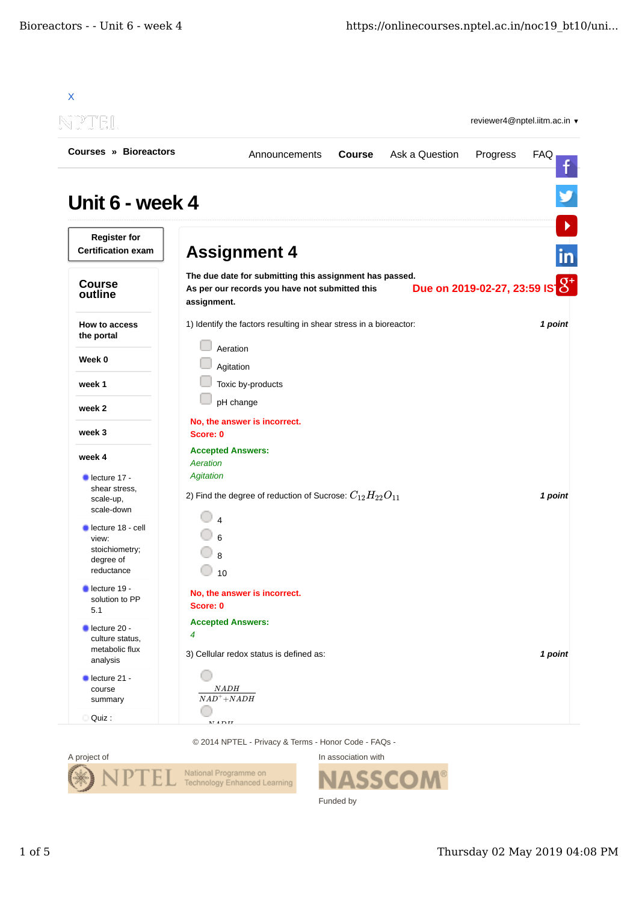X

reviewer4@nptel.iitm.ac.in ▼

**Courses » Bioreactors**

Announcements **Course** Ask a Question Progress FAQ

# Unit 6 - week 4

**Register for Certification exam**

## Course outline

- **How to access the portal**
- **Week 0**
- **week 1**
- **week 2**
- **week 3**
- **week 4**
  - lecture 17 - shear stress, scale-up, scale-down
  - lecture 18 - cell view: stoichiometry; degree of reductance
  - lecture 19 - solution to PP 5.1
  - lecture 20 - culture status, metabolic flux analysis
  - lecture 21 - course summary
  - Quiz :

## Assignment 4

**The due date for submitting this assignment has passed.**
**As per our records you have not submitted this assignment.**

**Due on 2019-02-27, 23:59 IST.**

1) Identify the factors resulting in shear stress in a bioreactor: ***1 point***

- Aeration
- Agitation
- Toxic by-products
- pH change

**No, the answer is incorrect.**
**Score: 0**

**Accepted Answers:**
*Aeration*
*Agitation*

2) Find the degree of reduction of Sucrose: $C_{12}H_{22}O_{11}$ ***1 point***

- 4
- 6
- 8
- 10

**No, the answer is incorrect.**
**Score: 0**

**Accepted Answers:**
*4*

3) Cellular redox status is defined as: ***1 point***

- $\frac{NADH}{NAD^{+}+NADH}$

© 2014 NPTEL - Privacy & Terms - Honor Code - FAQs -

A project of NPTEL National Programme on Technology Enhanced Learning

In association with NASSCOM

Funded by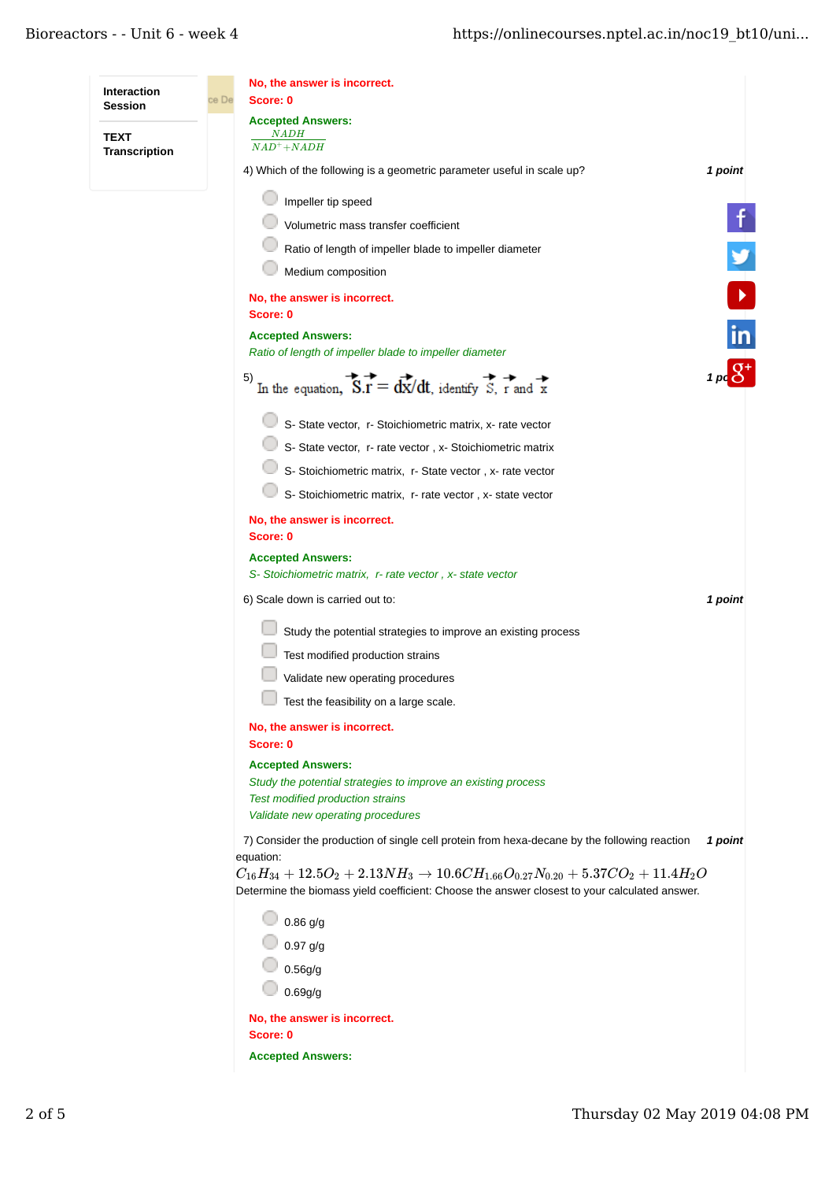Interaction Session

TEXT Transcription

No, the answer is incorrect.
Score: 0

Accepted Answers:
$\frac{NADH}{NAD^{+}+NADH}$

4) Which of the following is a geometric parameter useful in scale up? **1 point**

- Impeller tip speed
- Volumetric mass transfer coefficient
- Ratio of length of impeller blade to impeller diameter
- Medium composition

No, the answer is incorrect.
Score: 0

Accepted Answers:
*Ratio of length of impeller blade to impeller diameter*

5) In the equation, $\vec{S}.\vec{r} = d\vec{x}/dt$, identify $\vec{S}$, $\vec{r}$ and $\vec{x}$ **1 point**

- S- State vector, r- Stoichiometric matrix, x- rate vector
- S- State vector, r- rate vector , x- Stoichiometric matrix
- S- Stoichiometric matrix, r- State vector , x- rate vector
- S- Stoichiometric matrix, r- rate vector , x- state vector

No, the answer is incorrect.
Score: 0

Accepted Answers:
*S- Stoichiometric matrix, r- rate vector , x- state vector*

6) Scale down is carried out to: **1 point**

- Study the potential strategies to improve an existing process
- Test modified production strains
- Validate new operating procedures
- Test the feasibility on a large scale.

No, the answer is incorrect.
Score: 0

Accepted Answers:
*Study the potential strategies to improve an existing process*
*Test modified production strains*
*Validate new operating procedures*

7) Consider the production of single cell protein from hexa-decane by the following reaction equation: **1 point**

$$C_{16}H_{34} + 12.5O_2 + 2.13NH_3 \rightarrow 10.6CH_{1.66}O_{0.27}N_{0.20} + 5.37CO_2 + 11.4H_2O$$

Determine the biomass yield coefficient: Choose the answer closest to your calculated answer.

- 0.86 g/g
- 0.97 g/g
- 0.56g/g
- 0.69g/g

No, the answer is incorrect.
Score: 0

Accepted Answers: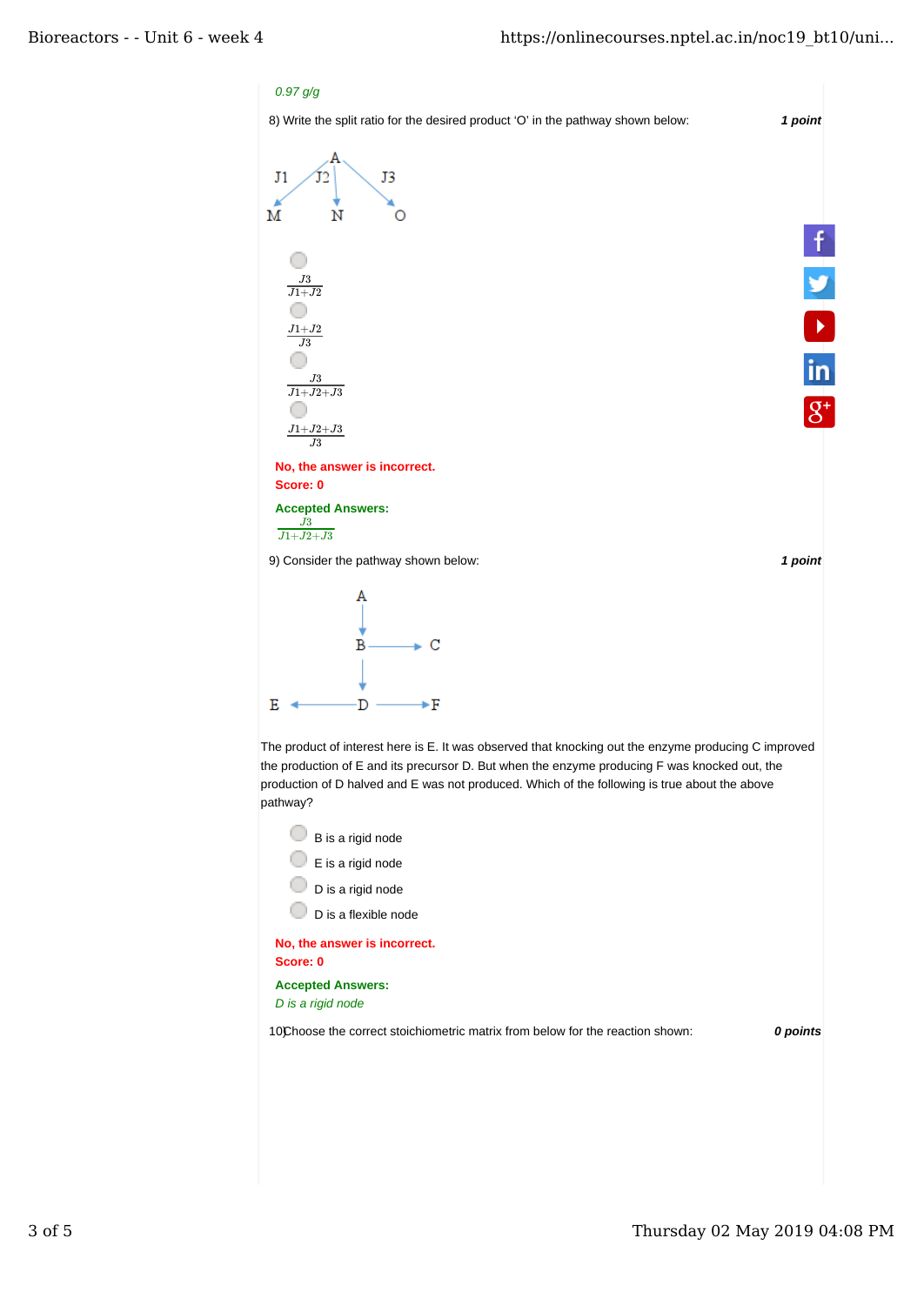*0.97 g/g*

8) Write the split ratio for the desired product 'O' in the pathway shown below: ***1 point***

- $\frac{J3}{J1+J2}$
- $\frac{J1+J2}{J3}$
- $\frac{J3}{J1+J2+J3}$
- $\frac{J1+J2+J3}{J3}$

**No, the answer is incorrect.**
**Score: 0**

**Accepted Answers:**
$\frac{J3}{J1+J2+J3}$

9) Consider the pathway shown below: ***1 point***

The product of interest here is E. It was observed that knocking out the enzyme producing C improved the production of E and its precursor D. But when the enzyme producing F was knocked out, the production of D halved and E was not produced. Which of the following is true about the above pathway?

- B is a rigid node
- E is a rigid node
- D is a rigid node
- D is a flexible node

**No, the answer is incorrect.**
**Score: 0**

**Accepted Answers:**
*D is a rigid node*

10) Choose the correct stoichiometric matrix from below for the reaction shown: ***0 points***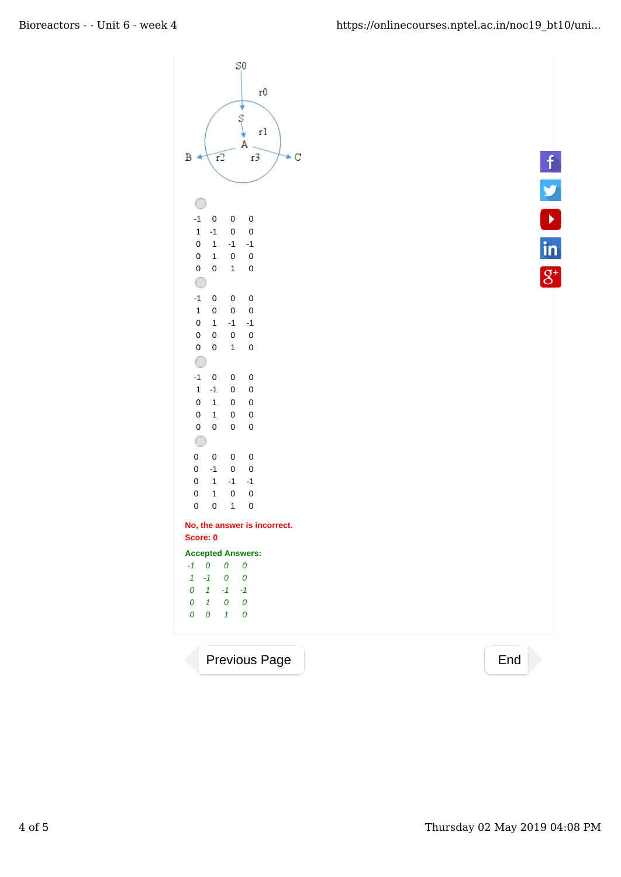S0

r0

S

r1

A

B r2 r3 C

- 

| | | | |
|---|---|---|---|
| -1 | 0 | 0 | 0 |
| 1 | -1 | 0 | 0 |
| 0 | 1 | -1 | -1 |
| 0 | 1 | 0 | 0 |
| 0 | 0 | 1 | 0 |

- 

| | | | |
|---|---|---|---|
| -1 | 0 | 0 | 0 |
| 1 | 0 | 0 | 0 |
| 0 | 1 | -1 | -1 |
| 0 | 0 | 0 | 0 |
| 0 | 0 | 1 | 0 |

- 

| | | | |
|---|---|---|---|
| -1 | 0 | 0 | 0 |
| 1 | -1 | 0 | 0 |
| 0 | 1 | 0 | 0 |
| 0 | 1 | 0 | 0 |
| 0 | 0 | 0 | 0 |

- 

| | | | |
|---|---|---|---|
| 0 | 0 | 0 | 0 |
| 0 | -1 | 0 | 0 |
| 0 | 1 | -1 | -1 |
| 0 | 1 | 0 | 0 |
| 0 | 0 | 1 | 0 |

**No, the answer is incorrect.**
**Score: 0**

**Accepted Answers:**

| | | | |
|---|---|---|---|
| *-1* | *0* | *0* | *0* |
| *1* | *-1* | *0* | *0* |
| *0* | *1* | *-1* | *-1* |
| *0* | *1* | *0* | *0* |
| *0* | *0* | *1* | *0* |

Previous Page

End